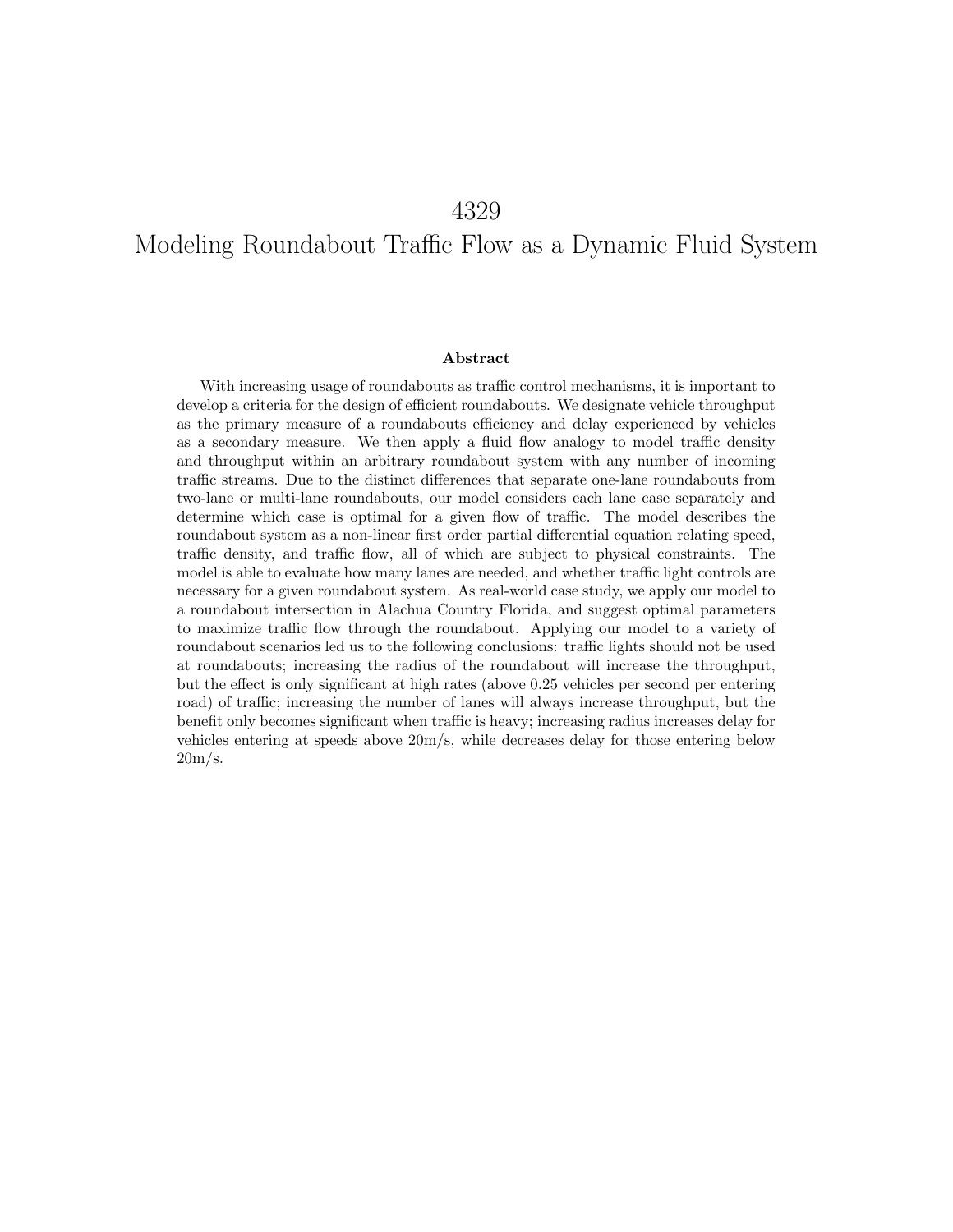# 4329

# Modeling Roundabout Traffic Flow as a Dynamic Fluid System

### Abstract

With increasing usage of roundabouts as traffic control mechanisms, it is important to develop a criteria for the design of efficient roundabouts. We designate vehicle throughput as the primary measure of a roundabouts efficiency and delay experienced by vehicles as a secondary measure. We then apply a fluid flow analogy to model traffic density and throughput within an arbitrary roundabout system with any number of incoming traffic streams. Due to the distinct differences that separate one-lane roundabouts from two-lane or multi-lane roundabouts, our model considers each lane case separately and determine which case is optimal for a given flow of traffic. The model describes the roundabout system as a non-linear first order partial differential equation relating speed, traffic density, and traffic flow, all of which are subject to physical constraints. The model is able to evaluate how many lanes are needed, and whether traffic light controls are necessary for a given roundabout system. As real-world case study, we apply our model to a roundabout intersection in Alachua Country Florida, and suggest optimal parameters to maximize traffic flow through the roundabout. Applying our model to a variety of roundabout scenarios led us to the following conclusions: traffic lights should not be used at roundabouts; increasing the radius of the roundabout will increase the throughput, but the effect is only significant at high rates (above 0.25 vehicles per second per entering road) of traffic; increasing the number of lanes will always increase throughput, but the benefit only becomes significant when traffic is heavy; increasing radius increases delay for vehicles entering at speeds above 20m/s, while decreases delay for those entering below 20m/s.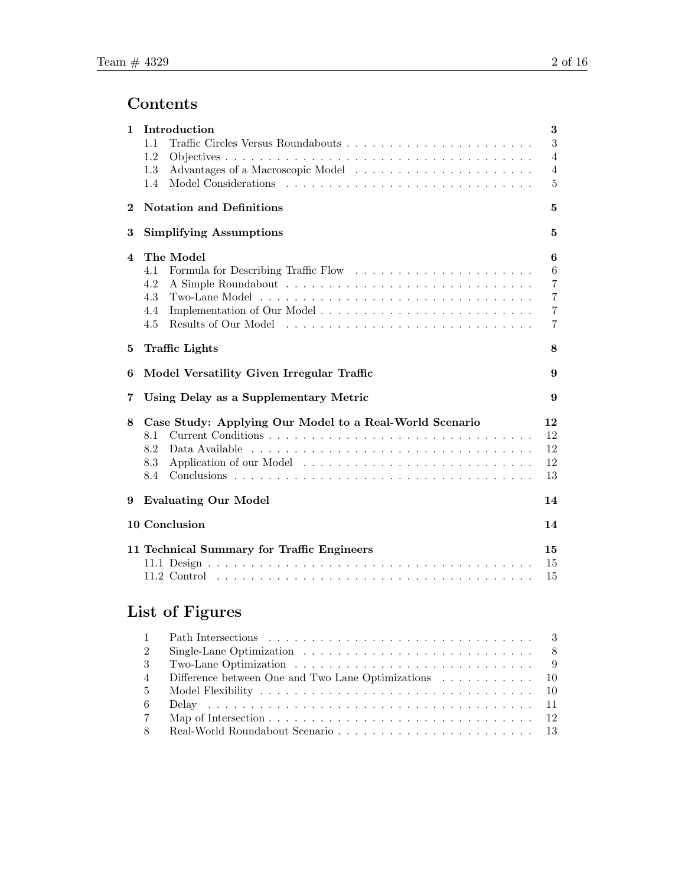# Contents

**1 Introduction** — 3
- 1.1 Traffic Circles Versus Roundabouts — 3
- 1.2 Objectives — 4
- 1.3 Advantages of a Macroscopic Model — 4
- 1.4 Model Considerations — 5

**2 Notation and Definitions** — 5

**3 Simplifying Assumptions** — 5

**4 The Model** — 6
- 4.1 Formula for Describing Traffic Flow — 6
- 4.2 A Simple Roundabout — 7
- 4.3 Two-Lane Model — 7
- 4.4 Implementation of Our Model — 7
- 4.5 Results of Our Model — 7

**5 Traffic Lights** — 8

**6 Model Versatility Given Irregular Traffic** — 9

**7 Using Delay as a Supplementary Metric** — 9

**8 Case Study: Applying Our Model to a Real-World Scenario** — 12
- 8.1 Current Conditions — 12
- 8.2 Data Available — 12
- 8.3 Application of our Model — 12
- 8.4 Conclusions — 13

**9 Evaluating Our Model** — 14

**10 Conclusion** — 14

**11 Technical Summary for Traffic Engineers** — 15
- 11.1 Design — 15
- 11.2 Control — 15

# List of Figures

1. Path Intersections — 3
2. Single-Lane Optimization — 8
3. Two-Lane Optimization — 9
4. Difference between One and Two Lane Optimizations — 10
5. Model Flexibility — 10
6. Delay — 11
7. Map of Intersection — 12
8. Real-World Roundabout Scenario — 13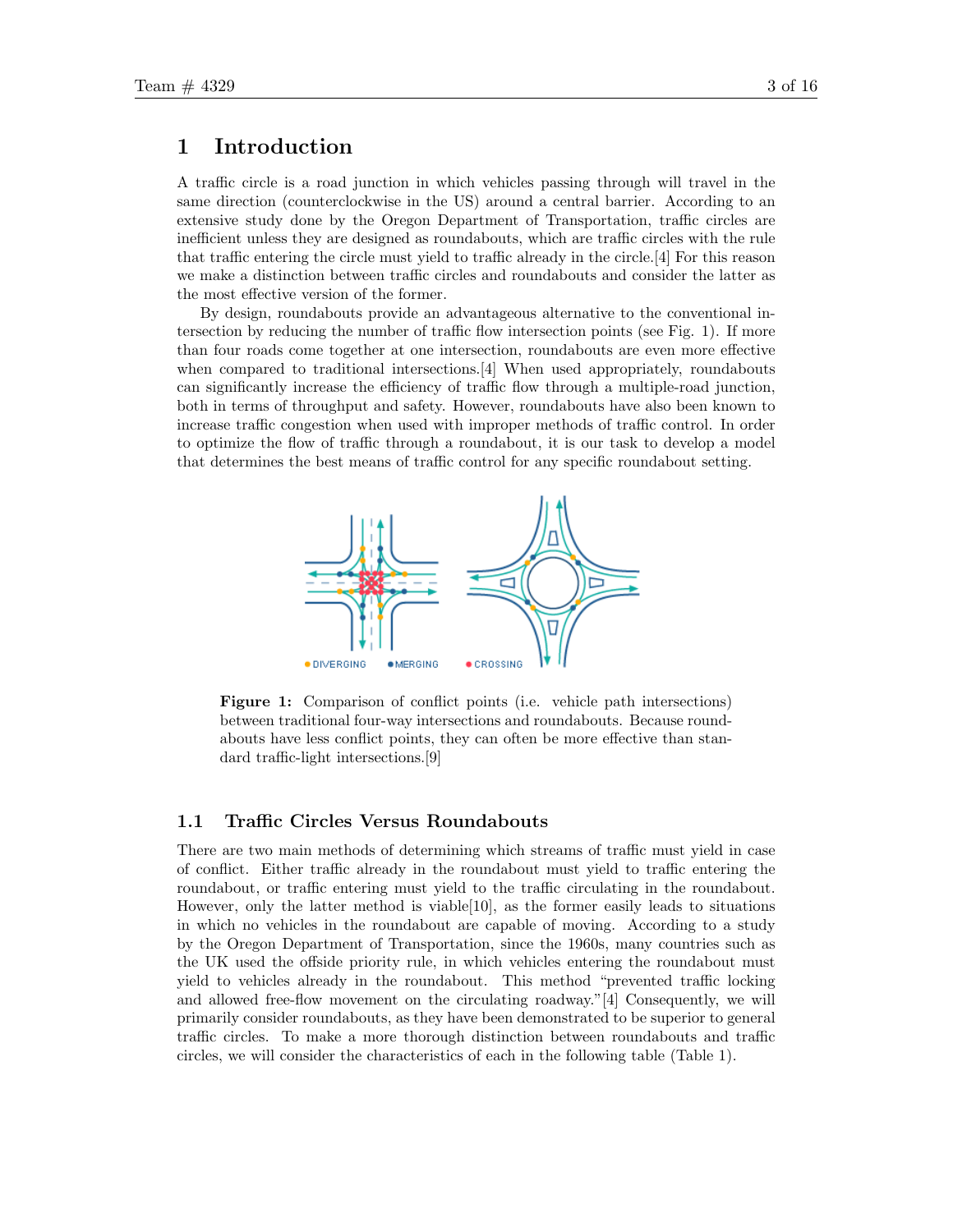# 1 Introduction

A traffic circle is a road junction in which vehicles passing through will travel in the same direction (counterclockwise in the US) around a central barrier. According to an extensive study done by the Oregon Department of Transportation, traffic circles are inefficient unless they are designed as roundabouts, which are traffic circles with the rule that traffic entering the circle must yield to traffic already in the circle.[4] For this reason we make a distinction between traffic circles and roundabouts and consider the latter as the most effective version of the former.

By design, roundabouts provide an advantageous alternative to the conventional intersection by reducing the number of traffic flow intersection points (see Fig. 1). If more than four roads come together at one intersection, roundabouts are even more effective when compared to traditional intersections.[4] When used appropriately, roundabouts can significantly increase the efficiency of traffic flow through a multiple-road junction, both in terms of throughput and safety. However, roundabouts have also been known to increase traffic congestion when used with improper methods of traffic control. In order to optimize the flow of traffic through a roundabout, it is our task to develop a model that determines the best means of traffic control for any specific roundabout setting.

**Figure 1:** Comparison of conflict points (i.e. vehicle path intersections) between traditional four-way intersections and roundabouts. Because roundabouts have less conflict points, they can often be more effective than standard traffic-light intersections.[9]

## 1.1 Traffic Circles Versus Roundabouts

There are two main methods of determining which streams of traffic must yield in case of conflict. Either traffic already in the roundabout must yield to traffic entering the roundabout, or traffic entering must yield to the traffic circulating in the roundabout. However, only the latter method is viable[10], as the former easily leads to situations in which no vehicles in the roundabout are capable of moving. According to a study by the Oregon Department of Transportation, since the 1960s, many countries such as the UK used the offside priority rule, in which vehicles entering the roundabout must yield to vehicles already in the roundabout. This method "prevented traffic locking and allowed free-flow movement on the circulating roadway."[4] Consequently, we will primarily consider roundabouts, as they have been demonstrated to be superior to general traffic circles. To make a more thorough distinction between roundabouts and traffic circles, we will consider the characteristics of each in the following table (Table 1).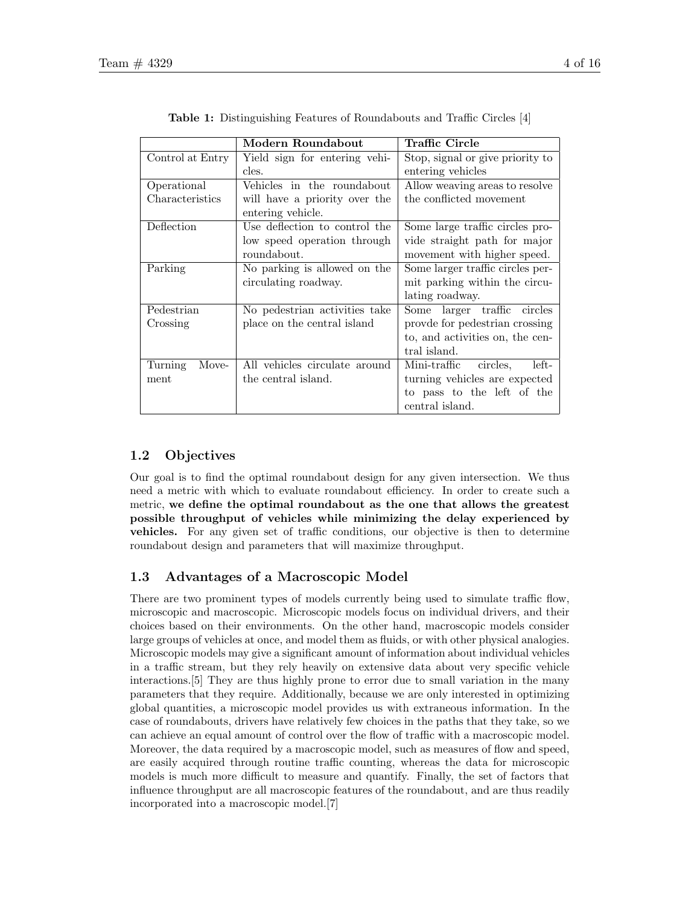**Table 1:** Distinguishing Features of Roundabouts and Traffic Circles [4]

| | **Modern Roundabout** | **Traffic Circle** |
|---|---|---|
| Control at Entry | Yield sign for entering vehicles. | Stop, signal or give priority to entering vehicles |
| Operational Characteristics | Vehicles in the roundabout will have a priority over the entering vehicle. | Allow weaving areas to resolve the conflicted movement |
| Deflection | Use deflection to control the low speed operation through roundabout. | Some large traffic circles provide straight path for major movement with higher speed. |
| Parking | No parking is allowed on the circulating roadway. | Some larger traffic circles permit parking within the circulating roadway. |
| Pedestrian Crossing | No pedestrian activities take place on the central island | Some larger traffic circles provde for pedestrian crossing to, and activities on, the central island. |
| Turning Movement | All vehicles circulate around the central island. | Mini-traffic circles, left-turning vehicles are expected to pass to the left of the central island. |

### 1.2 Objectives

Our goal is to find the optimal roundabout design for any given intersection. We thus need a metric with which to evaluate roundabout efficiency. In order to create such a metric, **we define the optimal roundabout as the one that allows the greatest possible throughput of vehicles while minimizing the delay experienced by vehicles.** For any given set of traffic conditions, our objective is then to determine roundabout design and parameters that will maximize throughput.

### 1.3 Advantages of a Macroscopic Model

There are two prominent types of models currently being used to simulate traffic flow, microscopic and macroscopic. Microscopic models focus on individual drivers, and their choices based on their environments. On the other hand, macroscopic models consider large groups of vehicles at once, and model them as fluids, or with other physical analogies. Microscopic models may give a significant amount of information about individual vehicles in a traffic stream, but they rely heavily on extensive data about very specific vehicle interactions.[5] They are thus highly prone to error due to small variation in the many parameters that they require. Additionally, because we are only interested in optimizing global quantities, a microscopic model provides us with extraneous information. In the case of roundabouts, drivers have relatively few choices in the paths that they take, so we can achieve an equal amount of control over the flow of traffic with a macroscopic model. Moreover, the data required by a macroscopic model, such as measures of flow and speed, are easily acquired through routine traffic counting, whereas the data for microscopic models is much more difficult to measure and quantify. Finally, the set of factors that influence throughput are all macroscopic features of the roundabout, and are thus readily incorporated into a macroscopic model.[7]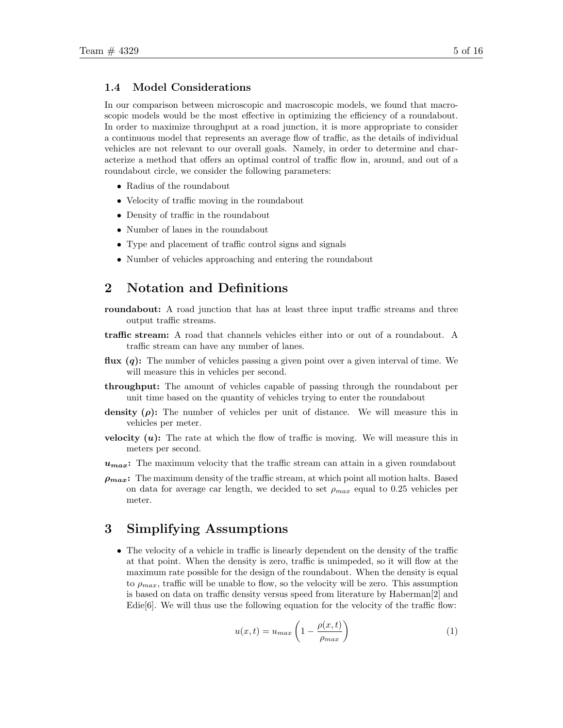### 1.4 Model Considerations

In our comparison between microscopic and macroscopic models, we found that macroscopic models would be the most effective in optimizing the efficiency of a roundabout. In order to maximize throughput at a road junction, it is more appropriate to consider a continuous model that represents an average flow of traffic, as the details of individual vehicles are not relevant to our overall goals. Namely, in order to determine and characterize a method that offers an optimal control of traffic flow in, around, and out of a roundabout circle, we consider the following parameters:

- Radius of the roundabout
- Velocity of traffic moving in the roundabout
- Density of traffic in the roundabout
- Number of lanes in the roundabout
- Type and placement of traffic control signs and signals
- Number of vehicles approaching and entering the roundabout

## 2 Notation and Definitions

**roundabout:** A road junction that has at least three input traffic streams and three output traffic streams.

**traffic stream:** A road that channels vehicles either into or out of a roundabout. A traffic stream can have any number of lanes.

**flux ($q$):** The number of vehicles passing a given point over a given interval of time. We will measure this in vehicles per second.

**throughput:** The amount of vehicles capable of passing through the roundabout per unit time based on the quantity of vehicles trying to enter the roundabout

**density ($\rho$):** The number of vehicles per unit of distance. We will measure this in vehicles per meter.

**velocity ($u$):** The rate at which the flow of traffic is moving. We will measure this in meters per second.

**$u_{max}$:** The maximum velocity that the traffic stream can attain in a given roundabout

**$\rho_{max}$:** The maximum density of the traffic stream, at which point all motion halts. Based on data for average car length, we decided to set $\rho_{max}$ equal to 0.25 vehicles per meter.

## 3 Simplifying Assumptions

- The velocity of a vehicle in traffic is linearly dependent on the density of the traffic at that point. When the density is zero, traffic is unimpeded, so it will flow at the maximum rate possible for the design of the roundabout. When the density is equal to $\rho_{max}$, traffic will be unable to flow, so the velocity will be zero. This assumption is based on data on traffic density versus speed from literature by Haberman[2] and Edie[6]. We will thus use the following equation for the velocity of the traffic flow:

$$u(x,t) = u_{max}\left(1 - \frac{\rho(x,t)}{\rho_{max}}\right) \tag{1}$$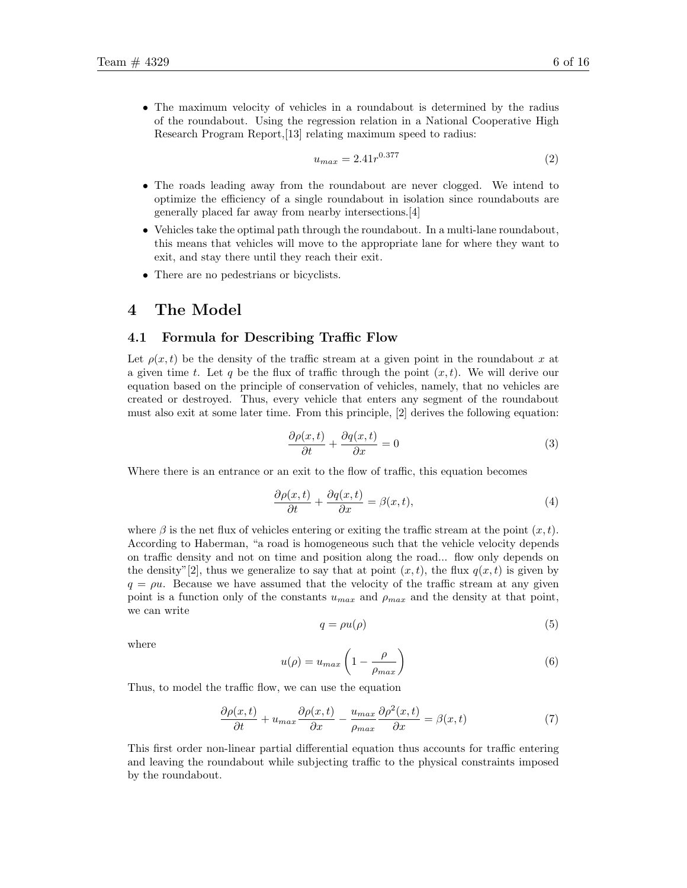- The maximum velocity of vehicles in a roundabout is determined by the radius of the roundabout. Using the regression relation in a National Cooperative High Research Program Report,[13] relating maximum speed to radius:

$$u_{max} = 2.41r^{0.377} \tag{2}$$

- The roads leading away from the roundabout are never clogged. We intend to optimize the efficiency of a single roundabout in isolation since roundabouts are generally placed far away from nearby intersections.[4]
- Vehicles take the optimal path through the roundabout. In a multi-lane roundabout, this means that vehicles will move to the appropriate lane for where they want to exit, and stay there until they reach their exit.
- There are no pedestrians or bicyclists.

# 4 The Model

## 4.1 Formula for Describing Traffic Flow

Let $\rho(x,t)$ be the density of the traffic stream at a given point in the roundabout $x$ at a given time $t$. Let $q$ be the flux of traffic through the point $(x,t)$. We will derive our equation based on the principle of conservation of vehicles, namely, that no vehicles are created or destroyed. Thus, every vehicle that enters any segment of the roundabout must also exit at some later time. From this principle, [2] derives the following equation:

$$\frac{\partial \rho(x,t)}{\partial t} + \frac{\partial q(x,t)}{\partial x} = 0 \tag{3}$$

Where there is an entrance or an exit to the flow of traffic, this equation becomes

$$\frac{\partial \rho(x,t)}{\partial t} + \frac{\partial q(x,t)}{\partial x} = \beta(x,t), \tag{4}$$

where $\beta$ is the net flux of vehicles entering or exiting the traffic stream at the point $(x,t)$. According to Haberman, "a road is homogeneous such that the vehicle velocity depends on traffic density and not on time and position along the road... flow only depends on the density"[2], thus we generalize to say that at point $(x,t)$, the flux $q(x,t)$ is given by $q = \rho u$. Because we have assumed that the velocity of the traffic stream at any given point is a function only of the constants $u_{max}$ and $\rho_{max}$ and the density at that point, we can write

$$q = \rho u(\rho) \tag{5}$$

where

$$u(\rho) = u_{max}\left(1 - \frac{\rho}{\rho_{max}}\right) \tag{6}$$

Thus, to model the traffic flow, we can use the equation

$$\frac{\partial \rho(x,t)}{\partial t} + u_{max}\frac{\partial \rho(x,t)}{\partial x} - \frac{u_{max}}{\rho_{max}}\frac{\partial \rho^2(x,t)}{\partial x} = \beta(x,t) \tag{7}$$

This first order non-linear partial differential equation thus accounts for traffic entering and leaving the roundabout while subjecting traffic to the physical constraints imposed by the roundabout.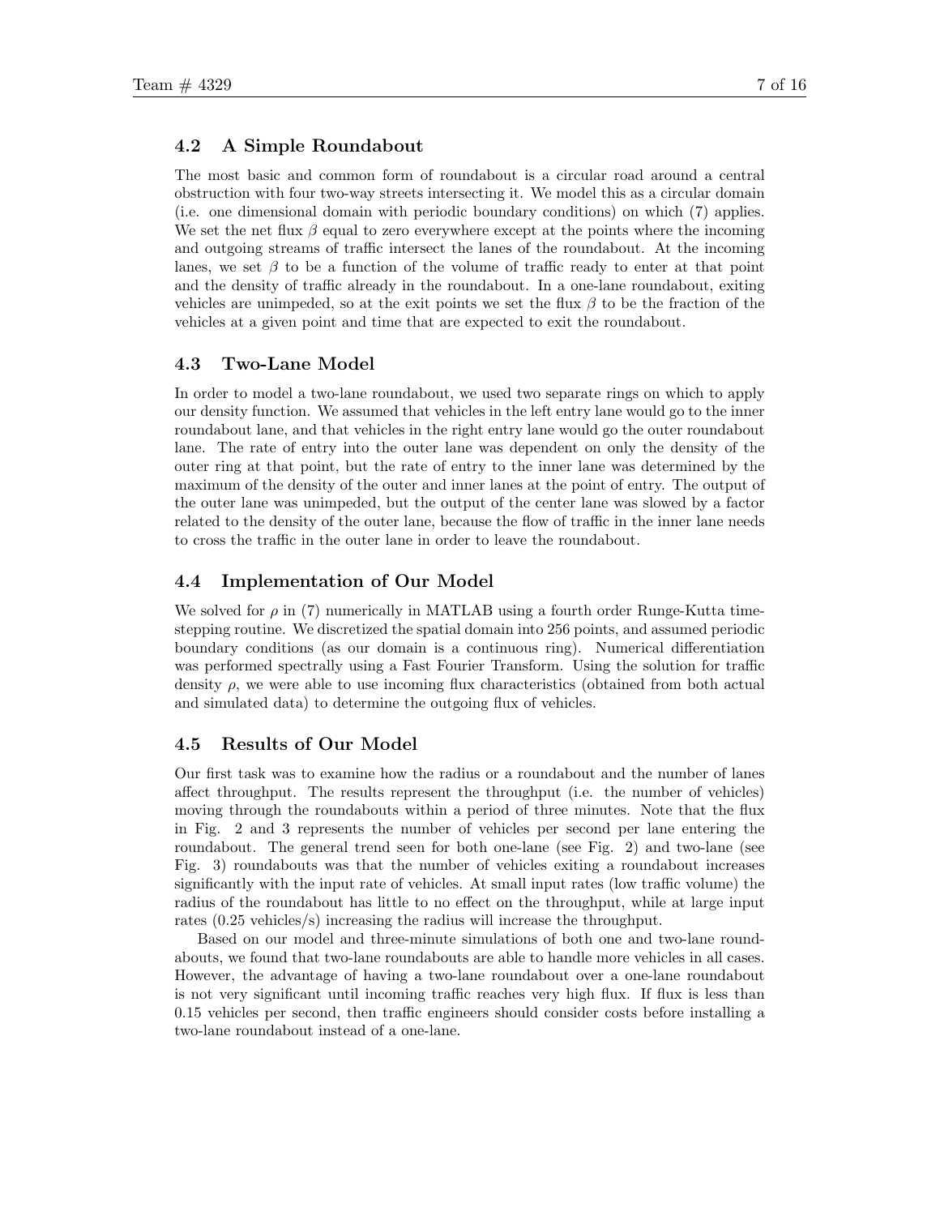### 4.2 A Simple Roundabout

The most basic and common form of roundabout is a circular road around a central obstruction with four two-way streets intersecting it. We model this as a circular domain (i.e. one dimensional domain with periodic boundary conditions) on which (7) applies. We set the net flux $\beta$ equal to zero everywhere except at the points where the incoming and outgoing streams of traffic intersect the lanes of the roundabout. At the incoming lanes, we set $\beta$ to be a function of the volume of traffic ready to enter at that point and the density of traffic already in the roundabout. In a one-lane roundabout, exiting vehicles are unimpeded, so at the exit points we set the flux $\beta$ to be the fraction of the vehicles at a given point and time that are expected to exit the roundabout.

### 4.3 Two-Lane Model

In order to model a two-lane roundabout, we used two separate rings on which to apply our density function. We assumed that vehicles in the left entry lane would go to the inner roundabout lane, and that vehicles in the right entry lane would go the outer roundabout lane. The rate of entry into the outer lane was dependent on only the density of the outer ring at that point, but the rate of entry to the inner lane was determined by the maximum of the density of the outer and inner lanes at the point of entry. The output of the outer lane was unimpeded, but the output of the center lane was slowed by a factor related to the density of the outer lane, because the flow of traffic in the inner lane needs to cross the traffic in the outer lane in order to leave the roundabout.

### 4.4 Implementation of Our Model

We solved for $\rho$ in (7) numerically in MATLAB using a fourth order Runge-Kutta time-stepping routine. We discretized the spatial domain into 256 points, and assumed periodic boundary conditions (as our domain is a continuous ring). Numerical differentiation was performed spectrally using a Fast Fourier Transform. Using the solution for traffic density $\rho$, we were able to use incoming flux characteristics (obtained from both actual and simulated data) to determine the outgoing flux of vehicles.

### 4.5 Results of Our Model

Our first task was to examine how the radius or a roundabout and the number of lanes affect throughput. The results represent the throughput (i.e. the number of vehicles) moving through the roundabouts within a period of three minutes. Note that the flux in Fig. 2 and 3 represents the number of vehicles per second per lane entering the roundabout. The general trend seen for both one-lane (see Fig. 2) and two-lane (see Fig. 3) roundabouts was that the number of vehicles exiting a roundabout increases significantly with the input rate of vehicles. At small input rates (low traffic volume) the radius of the roundabout has little to no effect on the throughput, while at large input rates (0.25 vehicles/s) increasing the radius will increase the throughput.

Based on our model and three-minute simulations of both one and two-lane roundabouts, we found that two-lane roundabouts are able to handle more vehicles in all cases. However, the advantage of having a two-lane roundabout over a one-lane roundabout is not very significant until incoming traffic reaches very high flux. If flux is less than 0.15 vehicles per second, then traffic engineers should consider costs before installing a two-lane roundabout instead of a one-lane.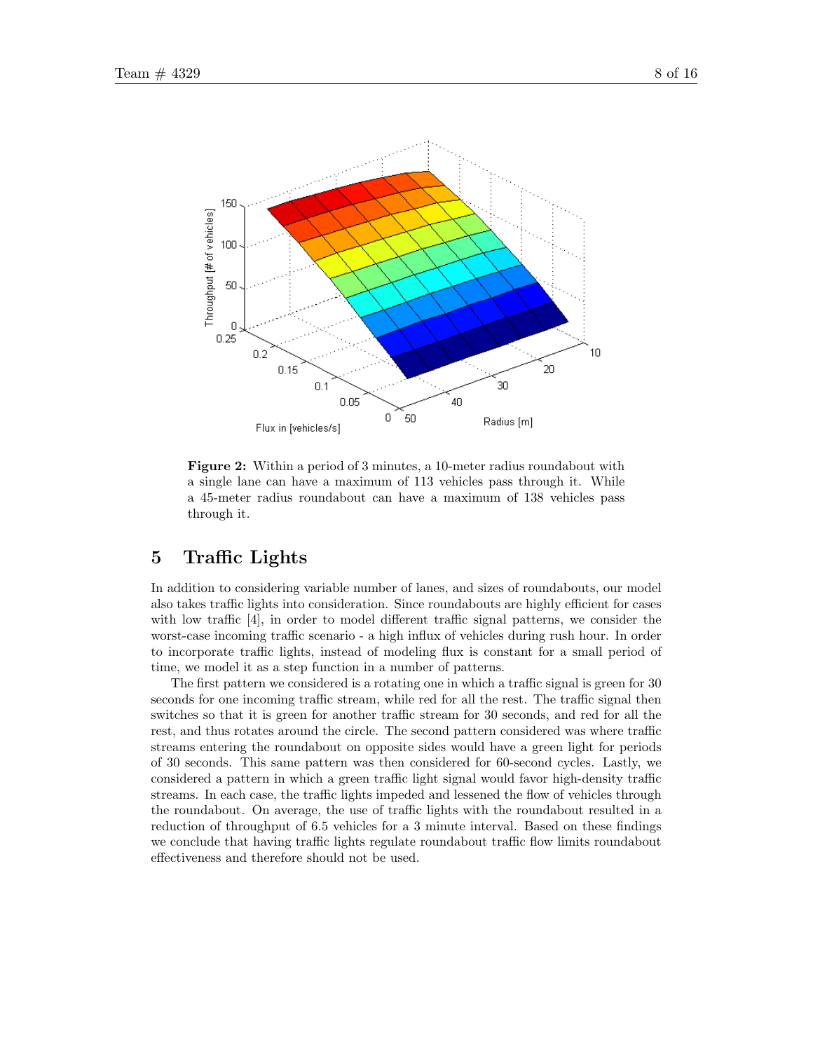**Figure 2:** Within a period of 3 minutes, a 10-meter radius roundabout with a single lane can have a maximum of 113 vehicles pass through it. While a 45-meter radius roundabout can have a maximum of 138 vehicles pass through it.

## 5 Traffic Lights

In addition to considering variable number of lanes, and sizes of roundabouts, our model also takes traffic lights into consideration. Since roundabouts are highly efficient for cases with low traffic [4], in order to model different traffic signal patterns, we consider the worst-case incoming traffic scenario - a high influx of vehicles during rush hour. In order to incorporate traffic lights, instead of modeling flux is constant for a small period of time, we model it as a step function in a number of patterns.

The first pattern we considered is a rotating one in which a traffic signal is green for 30 seconds for one incoming traffic stream, while red for all the rest. The traffic signal then switches so that it is green for another traffic stream for 30 seconds, and red for all the rest, and thus rotates around the circle. The second pattern considered was where traffic streams entering the roundabout on opposite sides would have a green light for periods of 30 seconds. This same pattern was then considered for 60-second cycles. Lastly, we considered a pattern in which a green traffic light signal would favor high-density traffic streams. In each case, the traffic lights impeded and lessened the flow of vehicles through the roundabout. On average, the use of traffic lights with the roundabout resulted in a reduction of throughput of 6.5 vehicles for a 3 minute interval. Based on these findings we conclude that having traffic lights regulate roundabout traffic flow limits roundabout effectiveness and therefore should not be used.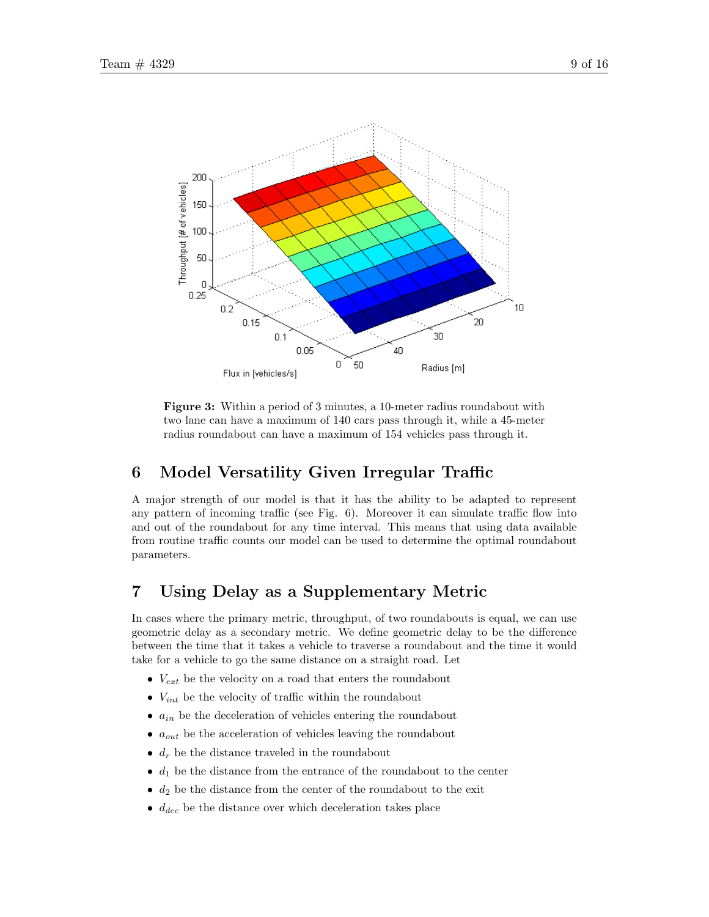**Figure 3:** Within a period of 3 minutes, a 10-meter radius roundabout with two lane can have a maximum of 140 cars pass through it, while a 45-meter radius roundabout can have a maximum of 154 vehicles pass through it.

## 6 Model Versatility Given Irregular Traffic

A major strength of our model is that it has the ability to be adapted to represent any pattern of incoming traffic (see Fig. 6). Moreover it can simulate traffic flow into and out of the roundabout for any time interval. This means that using data available from routine traffic counts our model can be used to determine the optimal roundabout parameters.

## 7 Using Delay as a Supplementary Metric

In cases where the primary metric, throughput, of two roundabouts is equal, we can use geometric delay as a secondary metric. We define geometric delay to be the difference between the time that it takes a vehicle to traverse a roundabout and the time it would take for a vehicle to go the same distance on a straight road. Let

- $V_{ext}$ be the velocity on a road that enters the roundabout
- $V_{int}$ be the velocity of traffic within the roundabout
- $a_{in}$ be the deceleration of vehicles entering the roundabout
- $a_{out}$ be the acceleration of vehicles leaving the roundabout
- $d_r$ be the distance traveled in the roundabout
- $d_1$ be the distance from the entrance of the roundabout to the center
- $d_2$ be the distance from the center of the roundabout to the exit
- $d_{dec}$ be the distance over which deceleration takes place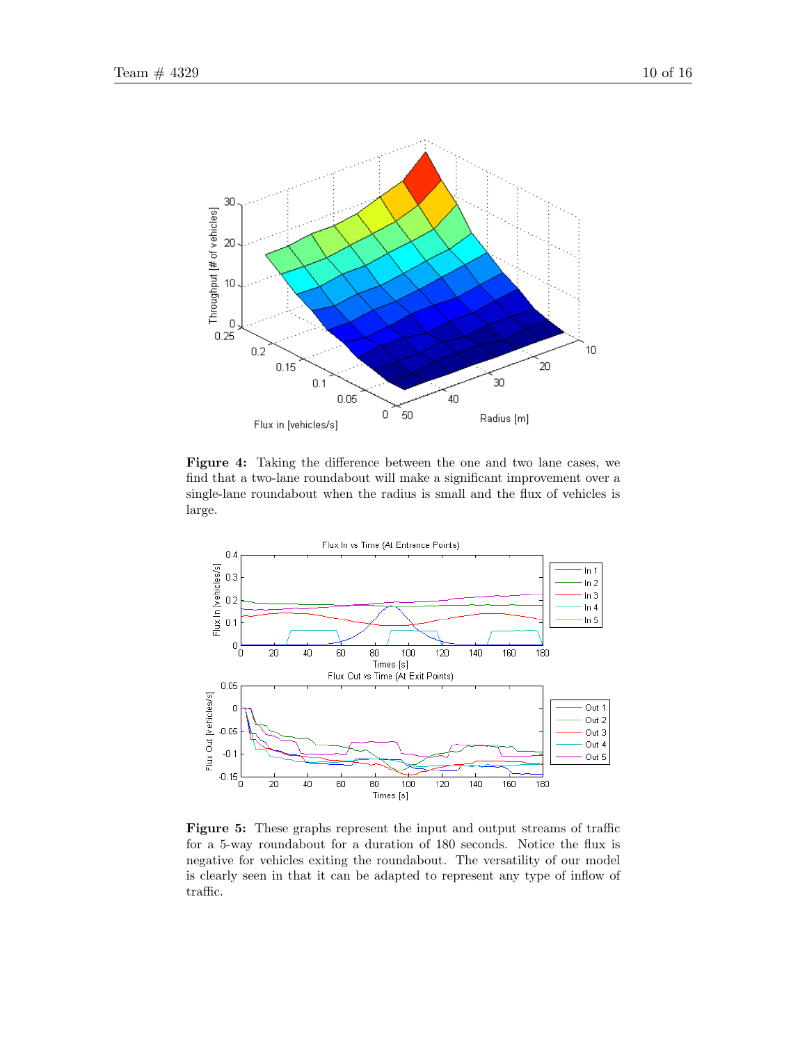**Figure 4:** Taking the difference between the one and two lane cases, we find that a two-lane roundabout will make a significant improvement over a single-lane roundabout when the radius is small and the flux of vehicles is large.

**Figure 5:** These graphs represent the input and output streams of traffic for a 5-way roundabout for a duration of 180 seconds. Notice the flux is negative for vehicles exiting the roundabout. The versatility of our model is clearly seen in that it can be adapted to represent any type of inflow of traffic.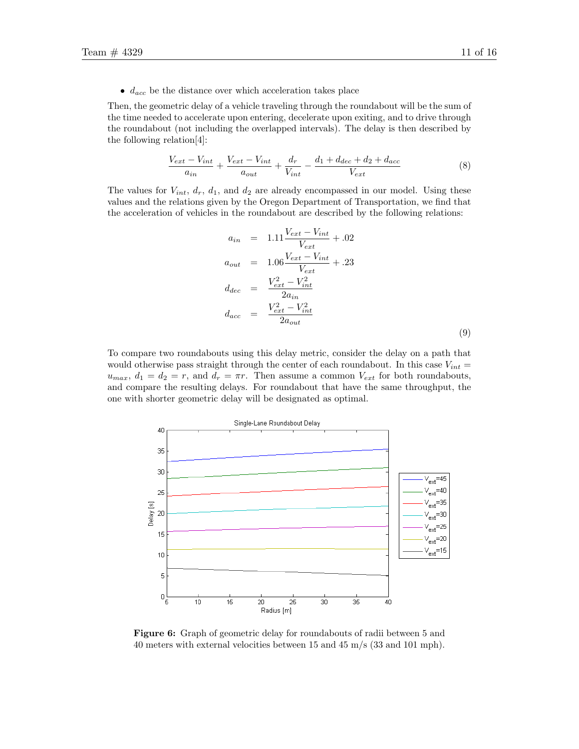- $d_{acc}$ be the distance over which acceleration takes place

Then, the geometric delay of a vehicle traveling through the roundabout will be the sum of the time needed to accelerate upon entering, decelerate upon exiting, and to drive through the roundabout (not including the overlapped intervals). The delay is then described by the following relation[4]:

$$\frac{V_{ext} - V_{int}}{a_{in}} + \frac{V_{ext} - V_{int}}{a_{out}} + \frac{d_r}{V_{int}} - \frac{d_1 + d_{dec} + d_2 + d_{acc}}{V_{ext}} \tag{8}$$

The values for $V_{int}$, $d_r$, $d_1$, and $d_2$ are already encompassed in our model. Using these values and the relations given by the Oregon Department of Transportation, we find that the acceleration of vehicles in the roundabout are described by the following relations:

$$\begin{aligned}
a_{in} &= 1.11\frac{V_{ext} - V_{int}}{V_{ext}} + .02 \\
a_{out} &= 1.06\frac{V_{ext} - V_{int}}{V_{ext}} + .23 \\
d_{dec} &= \frac{V_{ext}^2 - V_{int}^2}{2a_{in}} \\
d_{acc} &= \frac{V_{ext}^2 - V_{int}^2}{2a_{out}}
\end{aligned} \tag{9}$$

To compare two roundabouts using this delay metric, consider the delay on a path that would otherwise pass straight through the center of each roundabout. In this case $V_{int} = u_{max}$, $d_1 = d_2 = r$, and $d_r = \pi r$. Then assume a common $V_{ext}$ for both roundabouts, and compare the resulting delays. For roundabout that have the same throughput, the one with shorter geometric delay will be designated as optimal.

**Figure 6:** Graph of geometric delay for roundabouts of radii between 5 and 40 meters with external velocities between 15 and 45 m/s (33 and 101 mph).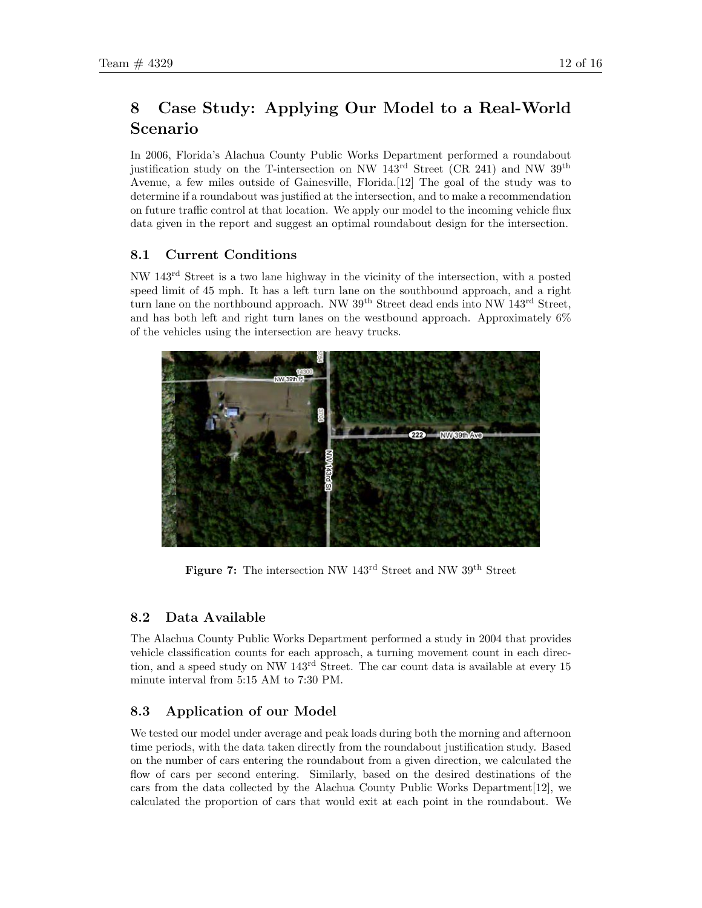# 8 Case Study: Applying Our Model to a Real-World Scenario

In 2006, Florida's Alachua County Public Works Department performed a roundabout justification study on the T-intersection on NW 143rd Street (CR 241) and NW 39th Avenue, a few miles outside of Gainesville, Florida.[12] The goal of the study was to determine if a roundabout was justified at the intersection, and to make a recommendation on future traffic control at that location. We apply our model to the incoming vehicle flux data given in the report and suggest an optimal roundabout design for the intersection.

## 8.1 Current Conditions

NW 143rd Street is a two lane highway in the vicinity of the intersection, with a posted speed limit of 45 mph. It has a left turn lane on the southbound approach, and a right turn lane on the northbound approach. NW 39th Street dead ends into NW 143rd Street, and has both left and right turn lanes on the westbound approach. Approximately 6% of the vehicles using the intersection are heavy trucks.

**Figure 7:** The intersection NW 143rd Street and NW 39th Street

## 8.2 Data Available

The Alachua County Public Works Department performed a study in 2004 that provides vehicle classification counts for each approach, a turning movement count in each direction, and a speed study on NW 143rd Street. The car count data is available at every 15 minute interval from 5:15 AM to 7:30 PM.

## 8.3 Application of our Model

We tested our model under average and peak loads during both the morning and afternoon time periods, with the data taken directly from the roundabout justification study. Based on the number of cars entering the roundabout from a given direction, we calculated the flow of cars per second entering. Similarly, based on the desired destinations of the cars from the data collected by the Alachua County Public Works Department[12], we calculated the proportion of cars that would exit at each point in the roundabout. We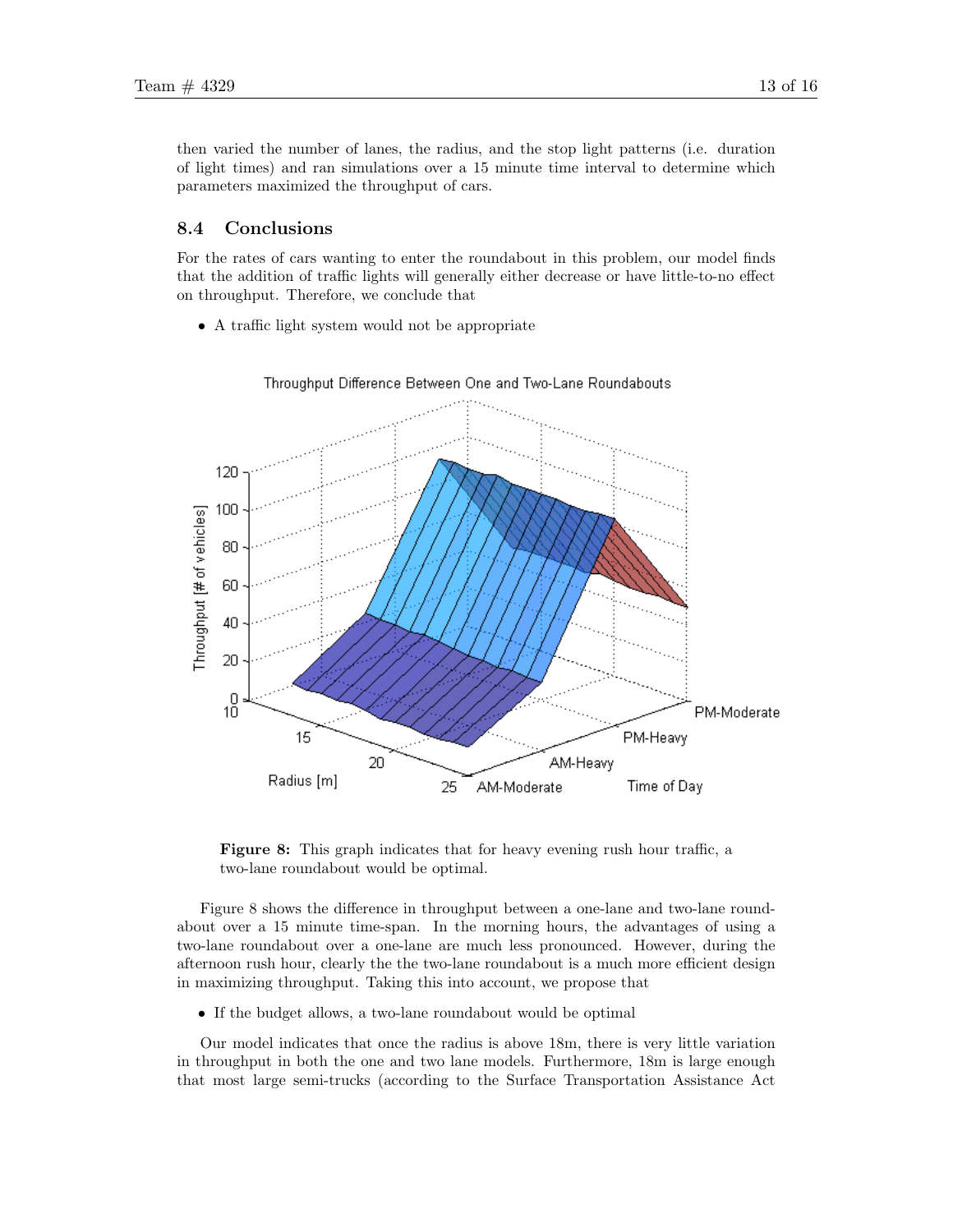then varied the number of lanes, the radius, and the stop light patterns (i.e. duration of light times) and ran simulations over a 15 minute time interval to determine which parameters maximized the throughput of cars.

### 8.4 Conclusions

For the rates of cars wanting to enter the roundabout in this problem, our model finds that the addition of traffic lights will generally either decrease or have little-to-no effect on throughput. Therefore, we conclude that

- A traffic light system would not be appropriate

**Figure 8:** This graph indicates that for heavy evening rush hour traffic, a two-lane roundabout would be optimal.

Figure 8 shows the difference in throughput between a one-lane and two-lane roundabout over a 15 minute time-span. In the morning hours, the advantages of using a two-lane roundabout over a one-lane are much less pronounced. However, during the afternoon rush hour, clearly the the two-lane roundabout is a much more efficient design in maximizing throughput. Taking this into account, we propose that

- If the budget allows, a two-lane roundabout would be optimal

Our model indicates that once the radius is above 18m, there is very little variation in throughput in both the one and two lane models. Furthermore, 18m is large enough that most large semi-trucks (according to the Surface Transportation Assistance Act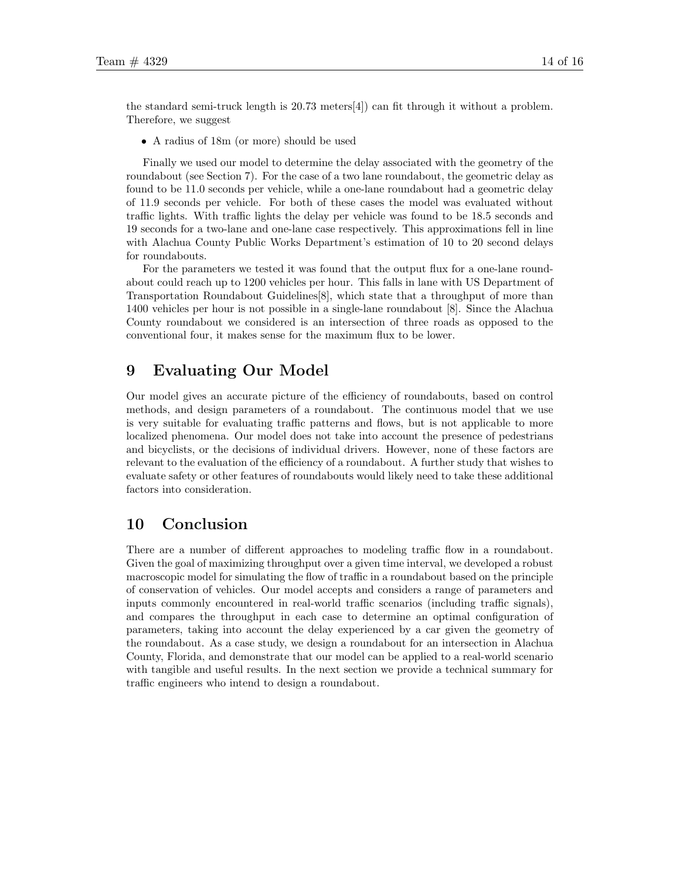the standard semi-truck length is 20.73 meters[4]) can fit through it without a problem. Therefore, we suggest

- A radius of 18m (or more) should be used

Finally we used our model to determine the delay associated with the geometry of the roundabout (see Section 7). For the case of a two lane roundabout, the geometric delay as found to be 11.0 seconds per vehicle, while a one-lane roundabout had a geometric delay of 11.9 seconds per vehicle. For both of these cases the model was evaluated without traffic lights. With traffic lights the delay per vehicle was found to be 18.5 seconds and 19 seconds for a two-lane and one-lane case respectively. This approximations fell in line with Alachua County Public Works Department's estimation of 10 to 20 second delays for roundabouts.

For the parameters we tested it was found that the output flux for a one-lane roundabout could reach up to 1200 vehicles per hour. This falls in lane with US Department of Transportation Roundabout Guidelines[8], which state that a throughput of more than 1400 vehicles per hour is not possible in a single-lane roundabout [8]. Since the Alachua County roundabout we considered is an intersection of three roads as opposed to the conventional four, it makes sense for the maximum flux to be lower.

# 9 Evaluating Our Model

Our model gives an accurate picture of the efficiency of roundabouts, based on control methods, and design parameters of a roundabout. The continuous model that we use is very suitable for evaluating traffic patterns and flows, but is not applicable to more localized phenomena. Our model does not take into account the presence of pedestrians and bicyclists, or the decisions of individual drivers. However, none of these factors are relevant to the evaluation of the efficiency of a roundabout. A further study that wishes to evaluate safety or other features of roundabouts would likely need to take these additional factors into consideration.

# 10 Conclusion

There are a number of different approaches to modeling traffic flow in a roundabout. Given the goal of maximizing throughput over a given time interval, we developed a robust macroscopic model for simulating the flow of traffic in a roundabout based on the principle of conservation of vehicles. Our model accepts and considers a range of parameters and inputs commonly encountered in real-world traffic scenarios (including traffic signals), and compares the throughput in each case to determine an optimal configuration of parameters, taking into account the delay experienced by a car given the geometry of the roundabout. As a case study, we design a roundabout for an intersection in Alachua County, Florida, and demonstrate that our model can be applied to a real-world scenario with tangible and useful results. In the next section we provide a technical summary for traffic engineers who intend to design a roundabout.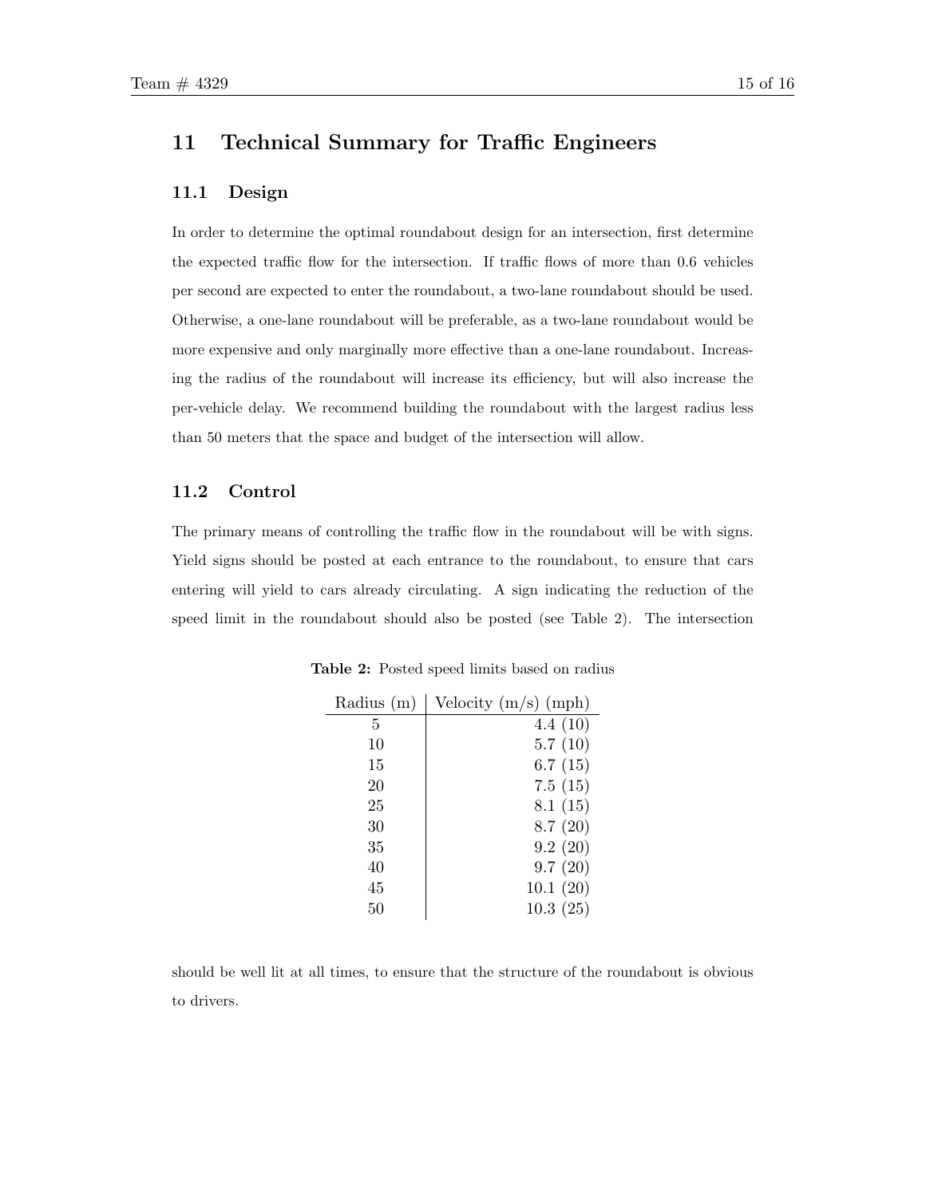## 11 Technical Summary for Traffic Engineers

### 11.1 Design

In order to determine the optimal roundabout design for an intersection, first determine the expected traffic flow for the intersection. If traffic flows of more than 0.6 vehicles per second are expected to enter the roundabout, a two-lane roundabout should be used. Otherwise, a one-lane roundabout will be preferable, as a two-lane roundabout would be more expensive and only marginally more effective than a one-lane roundabout. Increasing the radius of the roundabout will increase its efficiency, but will also increase the per-vehicle delay. We recommend building the roundabout with the largest radius less than 50 meters that the space and budget of the intersection will allow.

### 11.2 Control

The primary means of controlling the traffic flow in the roundabout will be with signs. Yield signs should be posted at each entrance to the roundabout, to ensure that cars entering will yield to cars already circulating. A sign indicating the reduction of the speed limit in the roundabout should also be posted (see Table 2). The intersection should be well lit at all times, to ensure that the structure of the roundabout is obvious to drivers.

**Table 2:** Posted speed limits based on radius

| Radius (m) | Velocity (m/s) (mph) |
|---|---|
| 5 | 4.4 (10) |
| 10 | 5.7 (10) |
| 15 | 6.7 (15) |
| 20 | 7.5 (15) |
| 25 | 8.1 (15) |
| 30 | 8.7 (20) |
| 35 | 9.2 (20) |
| 40 | 9.7 (20) |
| 45 | 10.1 (20) |
| 50 | 10.3 (25) |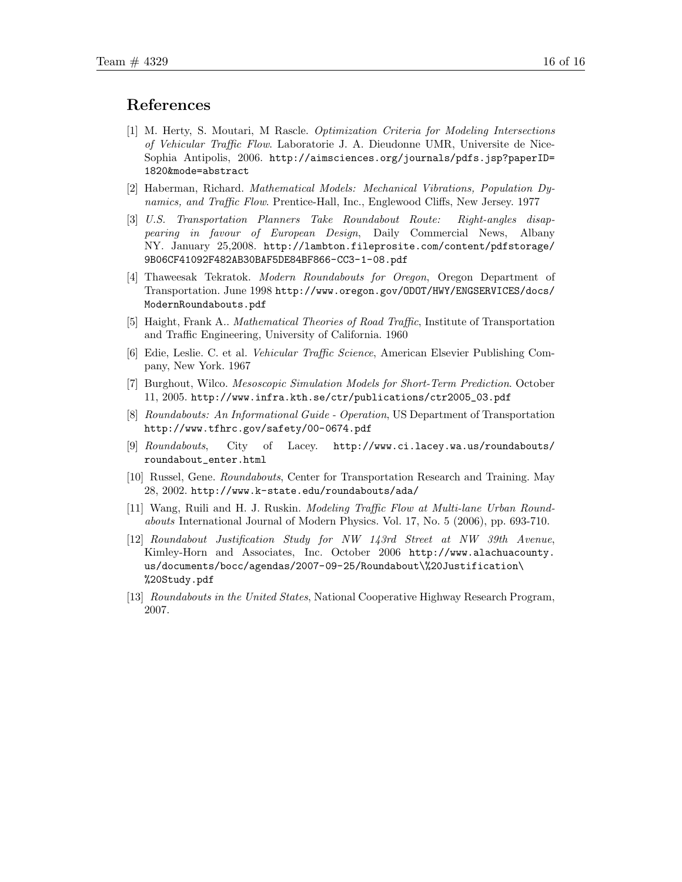## References

[1] M. Herty, S. Moutari, M Rascle. *Optimization Criteria for Modeling Intersections of Vehicular Traffic Flow*. Laboratorie J. A. Dieudonne UMR, Universite de Nice-Sophia Antipolis, 2006. http://aimsciences.org/journals/pdfs.jsp?paperID=1820&mode=abstract

[2] Haberman, Richard. *Mathematical Models: Mechanical Vibrations, Population Dynamics, and Traffic Flow*. Prentice-Hall, Inc., Englewood Cliffs, New Jersey. 1977

[3] *U.S. Transportation Planners Take Roundabout Route: Right-angles disappearing in favour of European Design*, Daily Commercial News, Albany NY. January 25,2008. http://lambton.fileprosite.com/content/pdfstorage/9B06CF41092F482AB30BAF5DE84BF866-CC3-1-08.pdf

[4] Thaweesak Tekratok. *Modern Roundabouts for Oregon*, Oregon Department of Transportation. June 1998 http://www.oregon.gov/ODOT/HWY/ENGSERVICES/docs/ModernRoundabouts.pdf

[5] Haight, Frank A.. *Mathematical Theories of Road Traffic*, Institute of Transportation and Traffic Engineering, University of California. 1960

[6] Edie, Leslie. C. et al. *Vehicular Traffic Science*, American Elsevier Publishing Company, New York. 1967

[7] Burghout, Wilco. *Mesoscopic Simulation Models for Short-Term Prediction*. October 11, 2005. http://www.infra.kth.se/ctr/publications/ctr2005_03.pdf

[8] *Roundabouts: An Informational Guide - Operation*, US Department of Transportation http://www.tfhrc.gov/safety/00-0674.pdf

[9] *Roundabouts*, City of Lacey. http://www.ci.lacey.wa.us/roundabouts/roundabout_enter.html

[10] Russel, Gene. *Roundabouts*, Center for Transportation Research and Training. May 28, 2002. http://www.k-state.edu/roundabouts/ada/

[11] Wang, Ruili and H. J. Ruskin. *Modeling Traffic Flow at Multi-lane Urban Roundabouts* International Journal of Modern Physics. Vol. 17, No. 5 (2006), pp. 693-710.

[12] *Roundabout Justification Study for NW 143rd Street at NW 39th Avenue*, Kimley-Horn and Associates, Inc. October 2006 http://www.alachuacounty.us/documents/bocc/agendas/2007-09-25/Roundabout\%20Justification\%20Study.pdf

[13] *Roundabouts in the United States*, National Cooperative Highway Research Program, 2007.